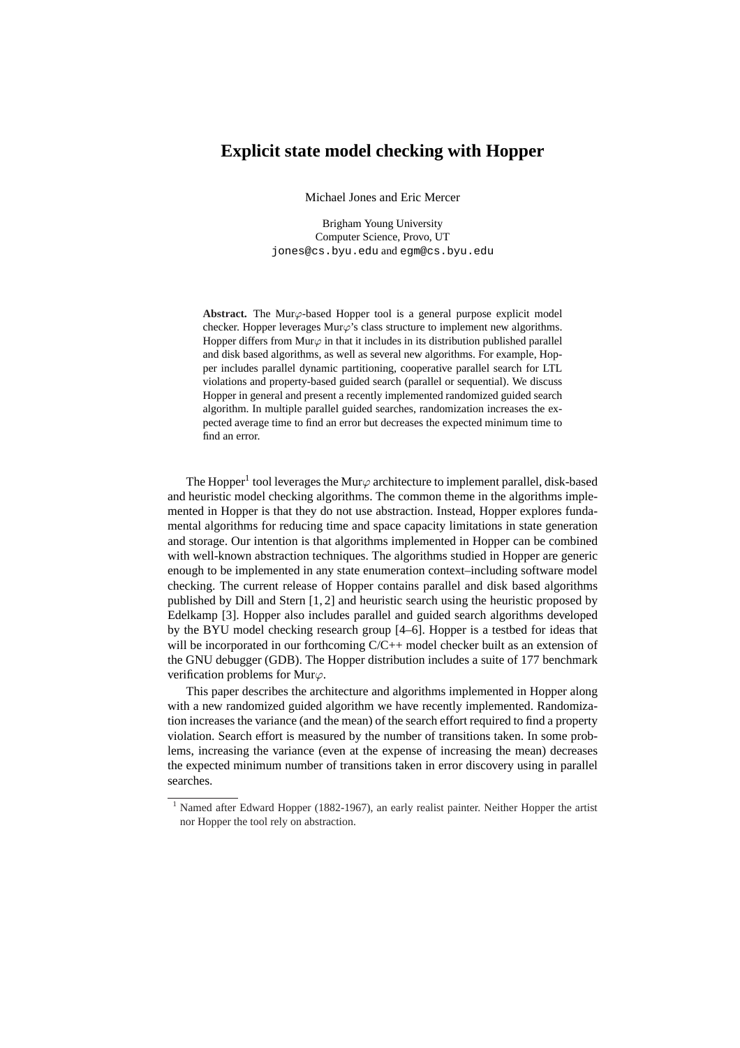# Explicit state model checking with Hopper

Michael Jones and Eric Mercer

Brigham Young University
Computer Science, Provo, UT
jones@cs.byu.edu and egm@cs.byu.edu

**Abstract.** The Mur$\varphi$-based Hopper tool is a general purpose explicit model checker. Hopper leverages Mur$\varphi$'s class structure to implement new algorithms. Hopper differs from Mur$\varphi$ in that it includes in its distribution published parallel and disk based algorithms, as well as several new algorithms. For example, Hopper includes parallel dynamic partitioning, cooperative parallel search for LTL violations and property-based guided search (parallel or sequential). We discuss Hopper in general and present a recently implemented randomized guided search algorithm. In multiple parallel guided searches, randomization increases the expected average time to find an error but decreases the expected minimum time to find an error.

The Hopper[1] tool leverages the Mur$\varphi$ architecture to implement parallel, disk-based and heuristic model checking algorithms. The common theme in the algorithms implemented in Hopper is that they do not use abstraction. Instead, Hopper explores fundamental algorithms for reducing time and space capacity limitations in state generation and storage. Our intention is that algorithms implemented in Hopper can be combined with well-known abstraction techniques. The algorithms studied in Hopper are generic enough to be implemented in any state enumeration context–including software model checking. The current release of Hopper contains parallel and disk based algorithms published by Dill and Stern [1, 2] and heuristic search using the heuristic proposed by Edelkamp [3]. Hopper also includes parallel and guided search algorithms developed by the BYU model checking research group [4–6]. Hopper is a testbed for ideas that will be incorporated in our forthcoming C/C++ model checker built as an extension of the GNU debugger (GDB). The Hopper distribution includes a suite of 177 benchmark verification problems for Mur$\varphi$.

This paper describes the architecture and algorithms implemented in Hopper along with a new randomized guided algorithm we have recently implemented. Randomization increases the variance (and the mean) of the search effort required to find a property violation. Search effort is measured by the number of transitions taken. In some problems, increasing the variance (even at the expense of increasing the mean) decreases the expected minimum number of transitions taken in error discovery using in parallel searches.

[1] Named after Edward Hopper (1882-1967), an early realist painter. Neither Hopper the artist nor Hopper the tool rely on abstraction.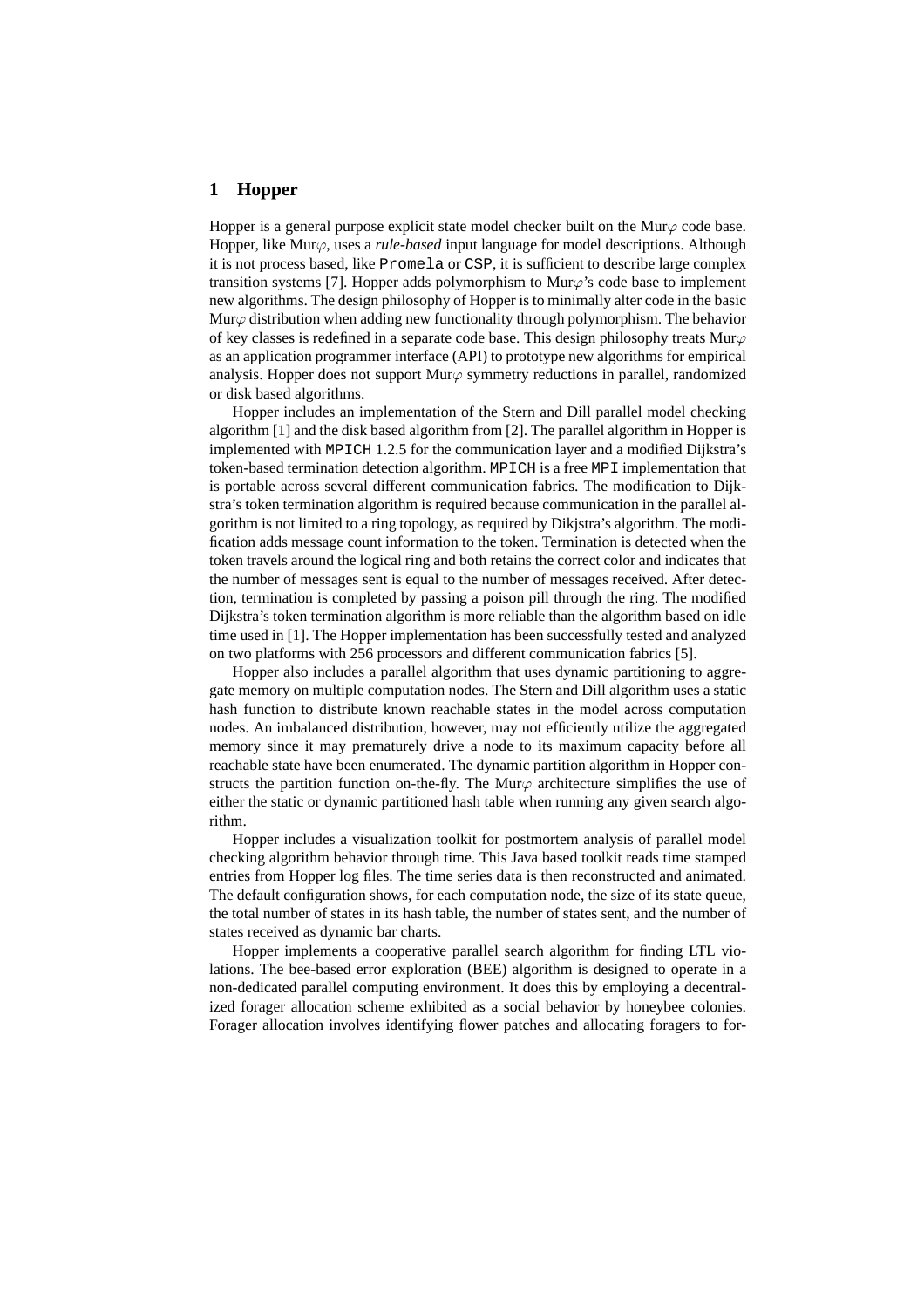# 1 Hopper

Hopper is a general purpose explicit state model checker built on the Mur$\varphi$ code base. Hopper, like Mur$\varphi$, uses a *rule-based* input language for model descriptions. Although it is not process based, like `Promela` or `CSP`, it is sufficient to describe large complex transition systems [7]. Hopper adds polymorphism to Mur$\varphi$'s code base to implement new algorithms. The design philosophy of Hopper is to minimally alter code in the basic Mur$\varphi$ distribution when adding new functionality through polymorphism. The behavior of key classes is redefined in a separate code base. This design philosophy treats Mur$\varphi$ as an application programmer interface (API) to prototype new algorithms for empirical analysis. Hopper does not support Mur$\varphi$ symmetry reductions in parallel, randomized or disk based algorithms.

Hopper includes an implementation of the Stern and Dill parallel model checking algorithm [1] and the disk based algorithm from [2]. The parallel algorithm in Hopper is implemented with `MPICH` 1.2.5 for the communication layer and a modified Dijkstra's token-based termination detection algorithm. `MPICH` is a free `MPI` implementation that is portable across several different communication fabrics. The modification to Dijkstra's token termination algorithm is required because communication in the parallel algorithm is not limited to a ring topology, as required by Dikjstra's algorithm. The modification adds message count information to the token. Termination is detected when the token travels around the logical ring and both retains the correct color and indicates that the number of messages sent is equal to the number of messages received. After detection, termination is completed by passing a poison pill through the ring. The modified Dijkstra's token termination algorithm is more reliable than the algorithm based on idle time used in [1]. The Hopper implementation has been successfully tested and analyzed on two platforms with 256 processors and different communication fabrics [5].

Hopper also includes a parallel algorithm that uses dynamic partitioning to aggregate memory on multiple computation nodes. The Stern and Dill algorithm uses a static hash function to distribute known reachable states in the model across computation nodes. An imbalanced distribution, however, may not efficiently utilize the aggregated memory since it may prematurely drive a node to its maximum capacity before all reachable state have been enumerated. The dynamic partition algorithm in Hopper constructs the partition function on-the-fly. The Mur$\varphi$ architecture simplifies the use of either the static or dynamic partitioned hash table when running any given search algorithm.

Hopper includes a visualization toolkit for postmortem analysis of parallel model checking algorithm behavior through time. This Java based toolkit reads time stamped entries from Hopper log files. The time series data is then reconstructed and animated. The default configuration shows, for each computation node, the size of its state queue, the total number of states in its hash table, the number of states sent, and the number of states received as dynamic bar charts.

Hopper implements a cooperative parallel search algorithm for finding LTL violations. The bee-based error exploration (BEE) algorithm is designed to operate in a non-dedicated parallel computing environment. It does this by employing a decentralized forager allocation scheme exhibited as a social behavior by honeybee colonies. Forager allocation involves identifying flower patches and allocating foragers to for-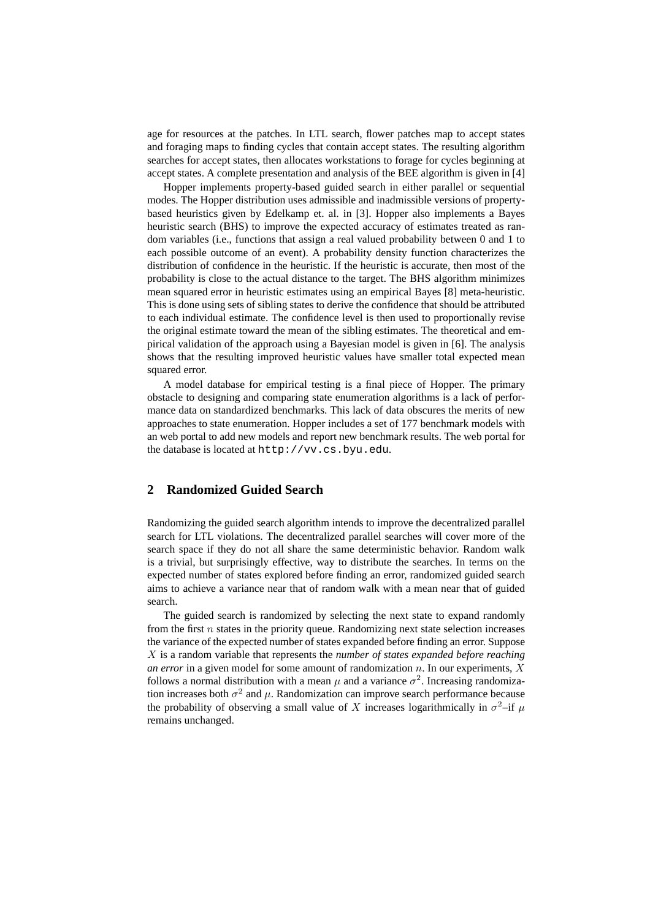age for resources at the patches. In LTL search, flower patches map to accept states and foraging maps to finding cycles that contain accept states. The resulting algorithm searches for accept states, then allocates workstations to forage for cycles beginning at accept states. A complete presentation and analysis of the BEE algorithm is given in [4]

Hopper implements property-based guided search in either parallel or sequential modes. The Hopper distribution uses admissible and inadmissible versions of property-based heuristics given by Edelkamp et. al. in [3]. Hopper also implements a Bayes heuristic search (BHS) to improve the expected accuracy of estimates treated as random variables (i.e., functions that assign a real valued probability between 0 and 1 to each possible outcome of an event). A probability density function characterizes the distribution of confidence in the heuristic. If the heuristic is accurate, then most of the probability is close to the actual distance to the target. The BHS algorithm minimizes mean squared error in heuristic estimates using an empirical Bayes [8] meta-heuristic. This is done using sets of sibling states to derive the confidence that should be attributed to each individual estimate. The confidence level is then used to proportionally revise the original estimate toward the mean of the sibling estimates. The theoretical and empirical validation of the approach using a Bayesian model is given in [6]. The analysis shows that the resulting improved heuristic values have smaller total expected mean squared error.

A model database for empirical testing is a final piece of Hopper. The primary obstacle to designing and comparing state enumeration algorithms is a lack of performance data on standardized benchmarks. This lack of data obscures the merits of new approaches to state enumeration. Hopper includes a set of 177 benchmark models with an web portal to add new models and report new benchmark results. The web portal for the database is located at `http://vv.cs.byu.edu`.

## 2 Randomized Guided Search

Randomizing the guided search algorithm intends to improve the decentralized parallel search for LTL violations. The decentralized parallel searches will cover more of the search space if they do not all share the same deterministic behavior. Random walk is a trivial, but surprisingly effective, way to distribute the searches. In terms on the expected number of states explored before finding an error, randomized guided search aims to achieve a variance near that of random walk with a mean near that of guided search.

The guided search is randomized by selecting the next state to expand randomly from the first $n$ states in the priority queue. Randomizing next state selection increases the variance of the expected number of states expanded before finding an error. Suppose $X$ is a random variable that represents the *number of states expanded before reaching an error* in a given model for some amount of randomization $n$. In our experiments, $X$ follows a normal distribution with a mean $\mu$ and a variance $\sigma^2$. Increasing randomization increases both $\sigma^2$ and $\mu$. Randomization can improve search performance because the probability of observing a small value of $X$ increases logarithmically in $\sigma^2$–if $\mu$ remains unchanged.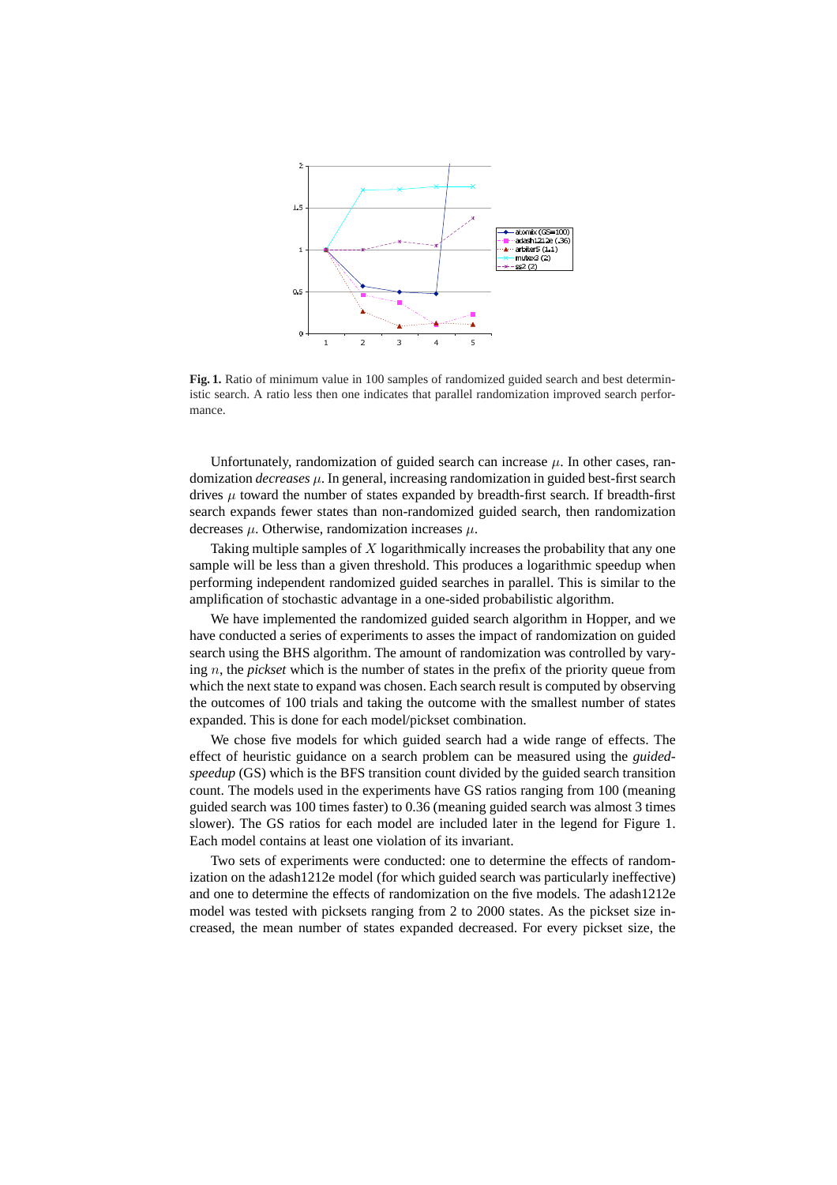**Fig. 1.** Ratio of minimum value in 100 samples of randomized guided search and best deterministic search. A ratio less then one indicates that parallel randomization improved search performance.

Unfortunately, randomization of guided search can increase $\mu$. In other cases, randomization *decreases* $\mu$. In general, increasing randomization in guided best-first search drives $\mu$ toward the number of states expanded by breadth-first search. If breadth-first search expands fewer states than non-randomized guided search, then randomization decreases $\mu$. Otherwise, randomization increases $\mu$.

Taking multiple samples of $X$ logarithmically increases the probability that any one sample will be less than a given threshold. This produces a logarithmic speedup when performing independent randomized guided searches in parallel. This is similar to the amplification of stochastic advantage in a one-sided probabilistic algorithm.

We have implemented the randomized guided search algorithm in Hopper, and we have conducted a series of experiments to asses the impact of randomization on guided search using the BHS algorithm. The amount of randomization was controlled by varying $n$, the *pickset* which is the number of states in the prefix of the priority queue from which the next state to expand was chosen. Each search result is computed by observing the outcomes of 100 trials and taking the outcome with the smallest number of states expanded. This is done for each model/pickset combination.

We chose five models for which guided search had a wide range of effects. The effect of heuristic guidance on a search problem can be measured using the *guided-speedup* (GS) which is the BFS transition count divided by the guided search transition count. The models used in the experiments have GS ratios ranging from 100 (meaning guided search was 100 times faster) to 0.36 (meaning guided search was almost 3 times slower). The GS ratios for each model are included later in the legend for Figure 1. Each model contains at least one violation of its invariant.

Two sets of experiments were conducted: one to determine the effects of randomization on the adash1212e model (for which guided search was particularly ineffective) and one to determine the effects of randomization on the five models. The adash1212e model was tested with picksets ranging from 2 to 2000 states. As the pickset size increased, the mean number of states expanded decreased. For every pickset size, the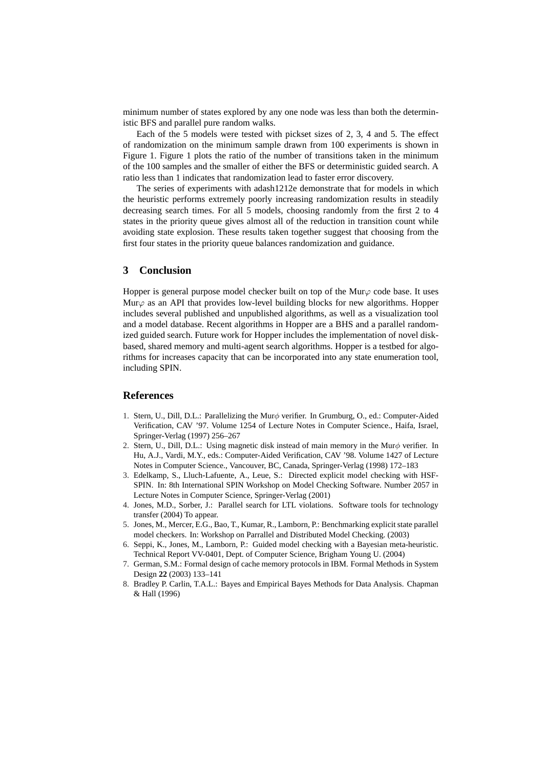minimum number of states explored by any one node was less than both the deterministic BFS and parallel pure random walks.

Each of the 5 models were tested with pickset sizes of 2, 3, 4 and 5. The effect of randomization on the minimum sample drawn from 100 experiments is shown in Figure 1. Figure 1 plots the ratio of the number of transitions taken in the minimum of the 100 samples and the smaller of either the BFS or deterministic guided search. A ratio less than 1 indicates that randomization lead to faster error discovery.

The series of experiments with adash1212e demonstrate that for models in which the heuristic performs extremely poorly increasing randomization results in steadily decreasing search times. For all 5 models, choosing randomly from the first 2 to 4 states in the priority queue gives almost all of the reduction in transition count while avoiding state explosion. These results taken together suggest that choosing from the first four states in the priority queue balances randomization and guidance.

## 3 Conclusion

Hopper is general purpose model checker built on top of the Mur$\varphi$ code base. It uses Mur$\varphi$ as an API that provides low-level building blocks for new algorithms. Hopper includes several published and unpublished algorithms, as well as a visualization tool and a model database. Recent algorithms in Hopper are a BHS and a parallel randomized guided search. Future work for Hopper includes the implementation of novel disk-based, shared memory and multi-agent search algorithms. Hopper is a testbed for algorithms for increases capacity that can be incorporated into any state enumeration tool, including SPIN.

## References

1. Stern, U., Dill, D.L.: Parallelizing the Mur$\phi$ verifier. In Grumburg, O., ed.: Computer-Aided Verification, CAV '97. Volume 1254 of Lecture Notes in Computer Science., Haifa, Israel, Springer-Verlag (1997) 256–267
2. Stern, U., Dill, D.L.: Using magnetic disk instead of main memory in the Mur$\phi$ verifier. In Hu, A.J., Vardi, M.Y., eds.: Computer-Aided Verification, CAV '98. Volume 1427 of Lecture Notes in Computer Science., Vancouver, BC, Canada, Springer-Verlag (1998) 172–183
3. Edelkamp, S., Lluch-Lafuente, A., Leue, S.: Directed explicit model checking with HSF-SPIN. In: 8th International SPIN Workshop on Model Checking Software. Number 2057 in Lecture Notes in Computer Science, Springer-Verlag (2001)
4. Jones, M.D., Sorber, J.: Parallel search for LTL violations. Software tools for technology transfer (2004) To appear.
5. Jones, M., Mercer, E.G., Bao, T., Kumar, R., Lamborn, P.: Benchmarking explicit state parallel model checkers. In: Workshop on Parrallel and Distributed Model Checking. (2003)
6. Seppi, K., Jones, M., Lamborn, P.: Guided model checking with a Bayesian meta-heuristic. Technical Report VV-0401, Dept. of Computer Science, Brigham Young U. (2004)
7. German, S.M.: Formal design of cache memory protocols in IBM. Formal Methods in System Design **22** (2003) 133–141
8. Bradley P. Carlin, T.A.L.: Bayes and Empirical Bayes Methods for Data Analysis. Chapman & Hall (1996)